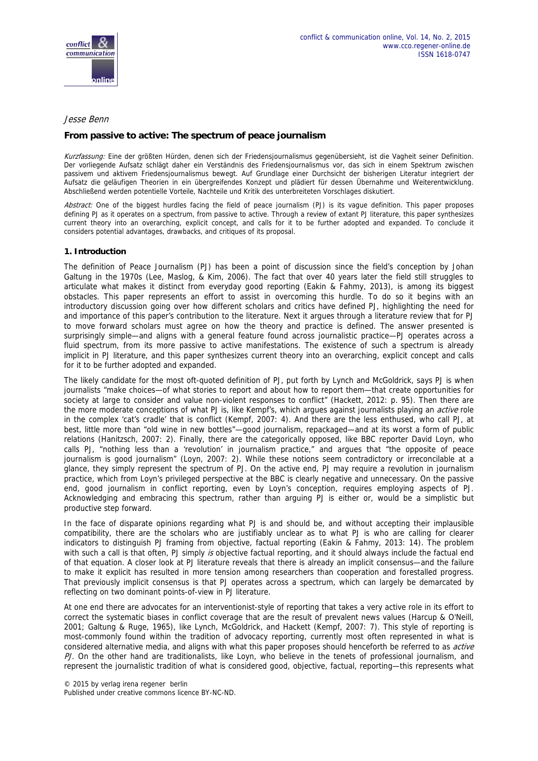*Jesse Benn*

## From passive to active: The spectrum of peace journalism

*Kurzfassung:* Eine der größten Hürden, denen sich der Friedensjournalismus gegenübersieht, ist die Vagheit seiner Definition. Der vorliegende Aufsatz schlägt daher ein Verständnis des Friedensjournalismus vor, das sich in einem Spektrum zwischen passivem und aktivem Friedensjournalismus bewegt. Auf Grundlage einer Durchsicht der bisherigen Literatur integriert der Aufsatz die geläufigen Theorien in ein übergreifendes Konzept und plädiert für dessen Übernahme und Weiterentwicklung. Abschließend werden potentielle Vorteile, Nachteile und Kritik des unterbreiteten Vorschlages diskutiert.

*Abstract:* One of the biggest hurdles facing the field of peace journalism (PJ) is its vague definition. This paper proposes defining PJ as it operates on a spectrum, from passive to active. Through a review of extant PJ literature, this paper synthesizes current theory into an overarching, explicit concept, and calls for it to be further adopted and expanded. To conclude it considers potential advantages, drawbacks, and critiques of its proposal.

### 1. Introduction

The definition of Peace Journalism (PJ) has been a point of discussion since the field's conception by Johan Galtung in the 1970s (Lee, Maslog, & Kim, 2006). The fact that over 40 years later the field still struggles to articulate what makes it distinct from everyday good reporting (Eakin & Fahmy, 2013), is among its biggest obstacles. This paper represents an effort to assist in overcoming this hurdle. To do so it begins with an introductory discussion going over how different scholars and critics have defined PJ, highlighting the need for and importance of this paper's contribution to the literature. Next it argues through a literature review that for PJ to move forward scholars must agree on how the theory and practice is defined. The answer presented is surprisingly simple—and aligns with a general feature found across journalistic practice—PJ operates across a fluid spectrum, from its more passive to active manifestations. The existence of such a spectrum is already implicit in PJ literature, and this paper synthesizes current theory into an overarching, explicit concept and calls for it to be further adopted and expanded.

The likely candidate for the most oft-quoted definition of PJ, put forth by Lynch and McGoldrick, says PJ is when journalists "make choices—of what stories to report and about how to report them—that create opportunities for society at large to consider and value non-violent responses to conflict" (Hackett, 2012: p. 95). Then there are the more moderate conceptions of what PJ is, like Kempf's, which argues against journalists playing an *active* role in the complex 'cat's cradle' that is conflict (Kempf, 2007: 4). And there are the less enthused, who call PJ, at best, little more than "old wine in new bottles"—good journalism, repackaged—and at its worst a form of public relations (Hanitzsch, 2007: 2). Finally, there are the categorically opposed, like BBC reporter David Loyn, who calls PJ, "nothing less than a 'revolution' in journalism practice," and argues that "the opposite of peace journalism is good journalism" (Loyn, 2007: 2). While these notions seem contradictory or irreconcilable at a glance, they simply represent the spectrum of PJ. On the active end, PJ may require a revolution in journalism practice, which from Loyn's privileged perspective at the BBC is clearly negative and unnecessary. On the passive end, good journalism in conflict reporting, even by Loyn's conception, requires employing aspects of PJ. Acknowledging and embracing this spectrum, rather than arguing PJ is either or, would be a simplistic but productive step forward.

In the face of disparate opinions regarding what PJ is and should be, and without accepting their implausible compatibility, there are the scholars who are justifiably unclear as to what PJ is who are calling for clearer indicators to distinguish PJ framing from objective, factual reporting (Eakin & Fahmy, 2013: 14). The problem with such a call is that often, PJ simply *is* objective factual reporting, and it should always include the factual end of that equation. A closer look at PJ literature reveals that there is already an implicit consensus—and the failure to make it explicit has resulted in more tension among researchers than cooperation and forestalled progress. That previously implicit consensus is that PJ operates across a spectrum, which can largely be demarcated by reflecting on two dominant points-of-view in PJ literature.

At one end there are advocates for an interventionist-style of reporting that takes a very active role in its effort to correct the systematic biases in conflict coverage that are the result of prevalent news values (Harcup & O'Neill, 2001; Galtung & Ruge, 1965), like Lynch, McGoldrick, and Hackett (Kempf, 2007: 7). This style of reporting is most-commonly found within the tradition of advocacy reporting, currently most often represented in what is considered alternative media, and aligns with what this paper proposes should henceforth be referred to as *active PJ*. On the other hand are traditionalists, like Loyn, who believe in the tenets of professional journalism, and represent the journalistic tradition of what is considered good, objective, factual, reporting—this represents what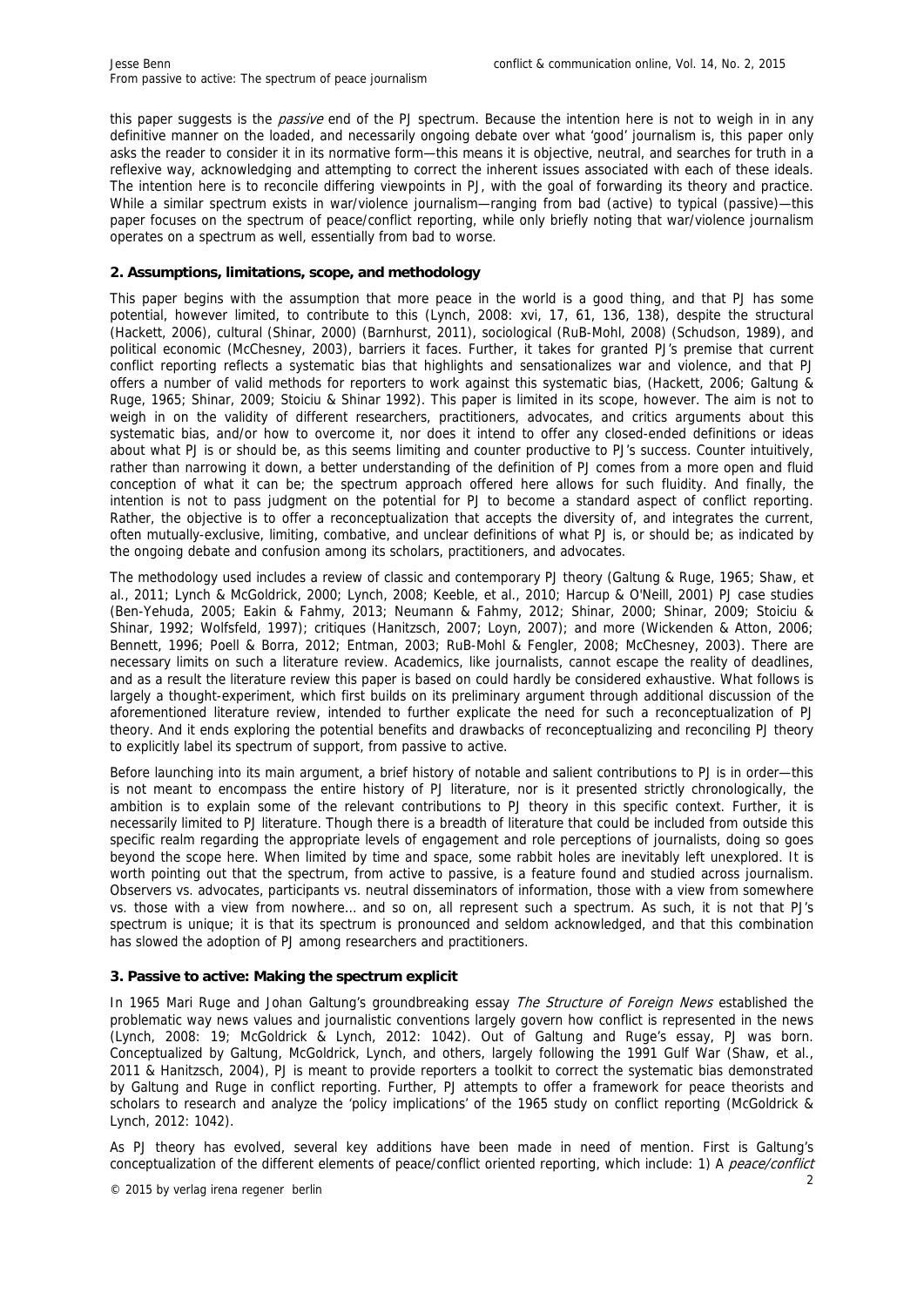this paper suggests is the *passive* end of the PJ spectrum. Because the intention here is not to weigh in in any definitive manner on the loaded, and necessarily ongoing debate over what 'good' journalism is, this paper only asks the reader to consider it in its normative form—this means it is objective, neutral, and searches for truth in a reflexive way, acknowledging and attempting to correct the inherent issues associated with each of these ideals. The intention here is to reconcile differing viewpoints in PJ, with the goal of forwarding its theory and practice. While a similar spectrum exists in war/violence journalism—ranging from bad (active) to typical (passive)—this paper focuses on the spectrum of peace/conflict reporting, while only briefly noting that war/violence journalism operates on a spectrum as well, essentially from bad to worse.

## 2. Assumptions, limitations, scope, and methodology

This paper begins with the assumption that more peace in the world is a good thing, and that PJ has some potential, however limited, to contribute to this (Lynch, 2008: xvi, 17, 61, 136, 138), despite the structural (Hackett, 2006), cultural (Shinar, 2000) (Barnhurst, 2011), sociological (RuB-Mohl, 2008) (Schudson, 1989), and political economic (McChesney, 2003), barriers it faces. Further, it takes for granted PJ's premise that current conflict reporting reflects a systematic bias that highlights and sensationalizes war and violence, and that PJ offers a number of valid methods for reporters to work against this systematic bias, (Hackett, 2006; Galtung & Ruge, 1965; Shinar, 2009; Stoiciu & Shinar 1992). This paper is limited in its scope, however. The aim is not to weigh in on the validity of different researchers, practitioners, advocates, and critics arguments about this systematic bias, and/or how to overcome it, nor does it intend to offer any closed-ended definitions or ideas about what PJ is or should be, as this seems limiting and counter productive to PJ's success. Counter intuitively, rather than narrowing it down, a better understanding of the definition of PJ comes from a more open and fluid conception of what it can be; the spectrum approach offered here allows for such fluidity. And finally, the intention is not to pass judgment on the potential for PJ to become a standard aspect of conflict reporting. Rather, the objective is to offer a reconceptualization that accepts the diversity of, and integrates the current, often mutually-exclusive, limiting, combative, and unclear definitions of what PJ is, or should be; as indicated by the ongoing debate and confusion among its scholars, practitioners, and advocates.

The methodology used includes a review of classic and contemporary PJ theory (Galtung & Ruge, 1965; Shaw, et al., 2011; Lynch & McGoldrick, 2000; Lynch, 2008; Keeble, et al., 2010; Harcup & O'Neill, 2001) PJ case studies (Ben-Yehuda, 2005; Eakin & Fahmy, 2013; Neumann & Fahmy, 2012; Shinar, 2000; Shinar, 2009; Stoiciu & Shinar, 1992; Wolfsfeld, 1997); critiques (Hanitzsch, 2007; Loyn, 2007); and more (Wickenden & Atton, 2006; Bennett, 1996; Poell & Borra, 2012; Entman, 2003; RuB-Mohl & Fengler, 2008; McChesney, 2003). There are necessary limits on such a literature review. Academics, like journalists, cannot escape the reality of deadlines, and as a result the literature review this paper is based on could hardly be considered exhaustive. What follows is largely a thought-experiment, which first builds on its preliminary argument through additional discussion of the aforementioned literature review, intended to further explicate the need for such a reconceptualization of PJ theory. And it ends exploring the potential benefits and drawbacks of reconceptualizing and reconciling PJ theory to explicitly label its spectrum of support, from passive to active.

Before launching into its main argument, a brief history of notable and salient contributions to PJ is in order—this is not meant to encompass the entire history of PJ literature, nor is it presented strictly chronologically, the ambition is to explain some of the relevant contributions to PJ theory in this specific context. Further, it is necessarily limited to PJ literature. Though there is a breadth of literature that could be included from outside this specific realm regarding the appropriate levels of engagement and role perceptions of journalists, doing so goes beyond the scope here. When limited by time and space, some rabbit holes are inevitably left unexplored. It is worth pointing out that the spectrum, from active to passive, is a feature found and studied across journalism. Observers vs. advocates, participants vs. neutral disseminators of information, those with a view from somewhere vs. those with a view from nowhere... and so on, all represent such a spectrum. As such, it is not that PJ's spectrum is unique; it is that its spectrum is pronounced and seldom acknowledged, and that this combination has slowed the adoption of PJ among researchers and practitioners.

## 3. Passive to active: Making the spectrum explicit

In 1965 Mari Ruge and Johan Galtung's groundbreaking essay *The Structure of Foreign News* established the problematic way news values and journalistic conventions largely govern how conflict is represented in the news (Lynch, 2008: 19; McGoldrick & Lynch, 2012: 1042). Out of Galtung and Ruge's essay, PJ was born. Conceptualized by Galtung, McGoldrick, Lynch, and others, largely following the 1991 Gulf War (Shaw, et al., 2011 & Hanitzsch, 2004), PJ is meant to provide reporters a toolkit to correct the systematic bias demonstrated by Galtung and Ruge in conflict reporting. Further, PJ attempts to offer a framework for peace theorists and scholars to research and analyze the 'policy implications' of the 1965 study on conflict reporting (McGoldrick & Lynch, 2012: 1042).

As PJ theory has evolved, several key additions have been made in need of mention. First is Galtung's conceptualization of the different elements of peace/conflict oriented reporting, which include: 1) A *peace/conflict*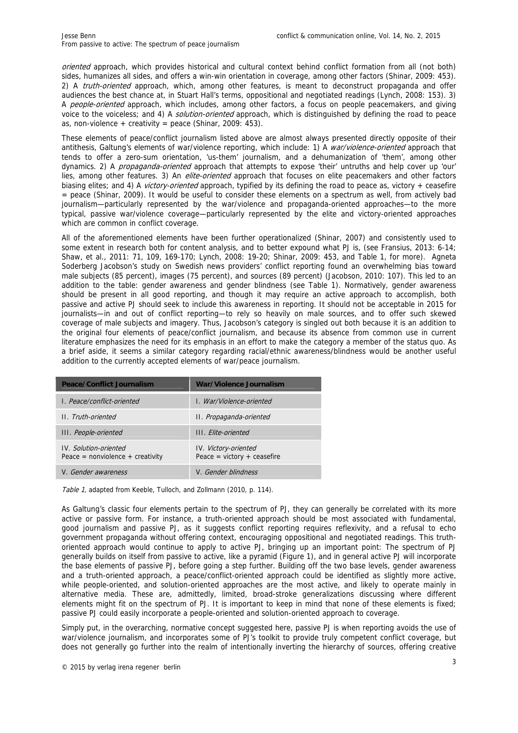*oriented* approach, which provides historical and cultural context behind conflict formation from all (not both) sides, humanizes all sides, and offers a win-win orientation in coverage, among other factors (Shinar, 2009: 453). 2) A *truth-oriented* approach, which, among other features, is meant to deconstruct propaganda and offer audiences the best chance at, in Stuart Hall's terms, oppositional and negotiated readings (Lynch, 2008: 153). 3) A *people-oriented* approach, which includes, among other factors, a focus on people peacemakers, and giving voice to the voiceless; and 4) A *solution-oriented* approach, which is distinguished by defining the road to peace as, non-violence + creativity = peace (Shinar, 2009: 453).

These elements of peace/conflict journalism listed above are almost always presented directly opposite of their antithesis, Galtung's elements of war/violence reporting, which include: 1) A *war/violence-oriented* approach that tends to offer a zero-sum orientation, 'us-them' journalism, and a dehumanization of 'them', among other dynamics. 2) A *propaganda-oriented* approach that attempts to expose 'their' untruths and help cover up 'our' lies, among other features. 3) An *elite-oriented* approach that focuses on elite peacemakers and other factors biasing elites; and 4) A *victory-oriented* approach, typified by its defining the road to peace as, victory + ceasefire = peace (Shinar, 2009). It would be useful to consider these elements on a spectrum as well, from actively bad journalism—particularly represented by the war/violence and propaganda-oriented approaches—to the more typical, passive war/violence coverage—particularly represented by the elite and victory-oriented approaches which are common in conflict coverage.

All of the aforementioned elements have been further operationalized (Shinar, 2007) and consistently used to some extent in research both for content analysis, and to better expound what PJ is, (see Fransius, 2013: 6-14; Shaw, et al., 2011: 71, 109, 169-170; Lynch, 2008: 19-20; Shinar, 2009: 453, and Table 1, for more). Agneta Soderberg Jacobson's study on Swedish news providers' conflict reporting found an overwhelming bias toward male subjects (85 percent), images (75 percent), and sources (89 percent) (Jacobson, 2010: 107). This led to an addition to the table: gender awareness and gender blindness (see Table 1). Normatively, gender awareness should be present in all good reporting, and though it may require an active approach to accomplish, both passive and active PJ should seek to include this awareness in reporting. It should not be acceptable in 2015 for journalists—in and out of conflict reporting—to rely so heavily on male sources, and to offer such skewed coverage of male subjects and imagery. Thus, Jacobson's category is singled out both because it is an addition to the original four elements of peace/conflict journalism, and because its absence from common use in current literature emphasizes the need for its emphasis in an effort to make the category a member of the status quo. As a brief aside, it seems a similar category regarding racial/ethnic awareness/blindness would be another useful addition to the currently accepted elements of war/peace journalism.

| Peace/Conflict Journalism | War/Violence Journalism |
|---|---|
| I. *Peace/conflict-oriented* | I. *War/Violence-oriented* |
| II. *Truth-oriented* | II. *Propaganda-oriented* |
| III. *People-oriented* | III. *Elite-oriented* |
| IV. *Solution-oriented*<br>Peace = nonviolence + creativity | IV. *Victory-oriented*<br>Peace = victory + ceasefire |
| V. *Gender awareness* | V. *Gender blindness* |

*Table 1,* adapted from Keeble, Tulloch, and Zollmann (2010, p. 114).

As Galtung's classic four elements pertain to the spectrum of PJ, they can generally be correlated with its more active or passive form. For instance, a truth-oriented approach should be most associated with fundamental, good journalism and passive PJ, as it suggests conflict reporting requires reflexivity, and a refusal to echo government propaganda without offering context, encouraging oppositional and negotiated readings. This truth-oriented approach would continue to apply to active PJ, bringing up an important point: The spectrum of PJ generally builds on itself from passive to active, like a pyramid (Figure 1), and in general active PJ will incorporate the base elements of passive PJ, before going a step further. Building off the two base levels, gender awareness and a truth-oriented approach, a peace/conflict-oriented approach could be identified as slightly more active, while people-oriented, and solution-oriented approaches are the most active, and likely to operate mainly in alternative media. These are, admittedly, limited, broad-stroke generalizations discussing where different elements might fit on the spectrum of PJ. It is important to keep in mind that none of these elements is fixed; passive PJ could easily incorporate a people-oriented and solution-oriented approach to coverage.

Simply put, in the overarching, normative concept suggested here, passive PJ is when reporting avoids the use of war/violence journalism, and incorporates some of PJ's toolkit to provide truly competent conflict coverage, but does not generally go further into the realm of intentionally inverting the hierarchy of sources, offering creative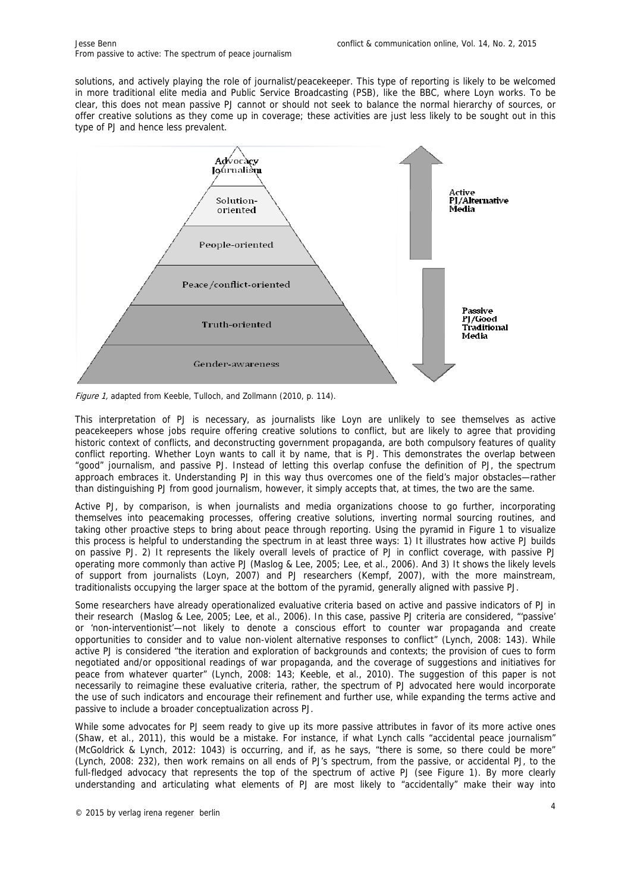solutions, and actively playing the role of journalist/peacekeeper. This type of reporting is likely to be welcomed in more traditional elite media and Public Service Broadcasting (PSB), like the BBC, where Loyn works. To be clear, this does not mean passive PJ cannot or should not seek to balance the normal hierarchy of sources, or offer creative solutions as they come up in coverage; these activities are just less likely to be sought out in this type of PJ and hence less prevalent.

Advocacy Journalism

Solution-oriented

People-oriented

Peace/conflict-oriented

Truth-oriented

Gender-awareness

Active PJ/Alternative Media

Passive PJ/Good Traditional Media

*Figure 1,* adapted from Keeble, Tulloch, and Zollmann (2010, p. 114).

This interpretation of PJ is necessary, as journalists like Loyn are unlikely to see themselves as active peacekeepers whose jobs require offering creative solutions to conflict, but are likely to agree that providing historic context of conflicts, and deconstructing government propaganda, are both compulsory features of quality conflict reporting. Whether Loyn wants to call it by name, that is PJ. This demonstrates the overlap between "good" journalism, and passive PJ. Instead of letting this overlap confuse the definition of PJ, the spectrum approach embraces it. Understanding PJ in this way thus overcomes one of the field's major obstacles—rather than distinguishing PJ from good journalism, however, it simply accepts that, at times, the two are the same.

Active PJ, by comparison, is when journalists and media organizations choose to go further, incorporating themselves into peacemaking processes, offering creative solutions, inverting normal sourcing routines, and taking other proactive steps to bring about peace through reporting. Using the pyramid in Figure 1 to visualize this process is helpful to understanding the spectrum in at least three ways: 1) It illustrates how active PJ builds on passive PJ. 2) It represents the likely overall levels of practice of PJ in conflict coverage, with passive PJ operating more commonly than active PJ (Maslog & Lee, 2005; Lee, et al., 2006). And 3) It shows the likely levels of support from journalists (Loyn, 2007) and PJ researchers (Kempf, 2007), with the more mainstream, traditionalists occupying the larger space at the bottom of the pyramid, generally aligned with passive PJ.

Some researchers have already operationalized evaluative criteria based on active and passive indicators of PJ in their research (Maslog & Lee, 2005; Lee, et al., 2006). In this case, passive PJ criteria are considered, "'passive' or 'non-interventionist'—not likely to denote a conscious effort to counter war propaganda and create opportunities to consider and to value non-violent alternative responses to conflict" (Lynch, 2008: 143). While active PJ is considered "the iteration and exploration of backgrounds and contexts; the provision of cues to form negotiated and/or oppositional readings of war propaganda, and the coverage of suggestions and initiatives for peace from whatever quarter" (Lynch, 2008: 143; Keeble, et al., 2010). The suggestion of this paper is not necessarily to reimagine these evaluative criteria, rather, the spectrum of PJ advocated here would incorporate the use of such indicators and encourage their refinement and further use, while expanding the terms active and passive to include a broader conceptualization across PJ.

While some advocates for PJ seem ready to give up its more passive attributes in favor of its more active ones (Shaw, et al., 2011), this would be a mistake. For instance, if what Lynch calls "accidental peace journalism" (McGoldrick & Lynch, 2012: 1043) is occurring, and if, as he says, "there is some, so there could be more" (Lynch, 2008: 232), then work remains on all ends of PJ's spectrum, from the passive, or accidental PJ, to the full-fledged advocacy that represents the top of the spectrum of active PJ (see Figure 1). By more clearly understanding and articulating what elements of PJ are most likely to "accidentally" make their way into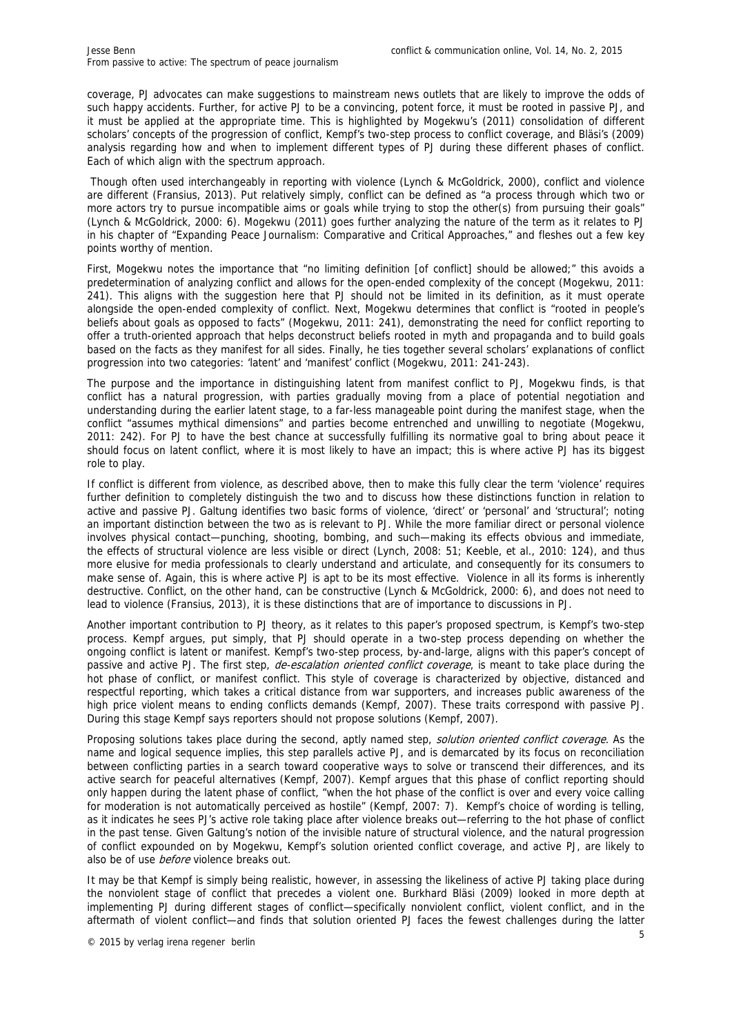coverage, PJ advocates can make suggestions to mainstream news outlets that are likely to improve the odds of such happy accidents. Further, for active PJ to be a convincing, potent force, it must be rooted in passive PJ, and it must be applied at the appropriate time. This is highlighted by Mogekwu's (2011) consolidation of different scholars' concepts of the progression of conflict, Kempf's two-step process to conflict coverage, and Bläsi's (2009) analysis regarding how and when to implement different types of PJ during these different phases of conflict. Each of which align with the spectrum approach.

Though often used interchangeably in reporting with violence (Lynch & McGoldrick, 2000), conflict and violence are different (Fransius, 2013). Put relatively simply, conflict can be defined as "a process through which two or more actors try to pursue incompatible aims or goals while trying to stop the other(s) from pursuing their goals" (Lynch & McGoldrick, 2000: 6). Mogekwu (2011) goes further analyzing the nature of the term as it relates to PJ in his chapter of "Expanding Peace Journalism: Comparative and Critical Approaches," and fleshes out a few key points worthy of mention.

First, Mogekwu notes the importance that "no limiting definition [of conflict] should be allowed;" this avoids a predetermination of analyzing conflict and allows for the open-ended complexity of the concept (Mogekwu, 2011: 241). This aligns with the suggestion here that PJ should not be limited in its definition, as it must operate alongside the open-ended complexity of conflict. Next, Mogekwu determines that conflict is "rooted in people's beliefs about goals as opposed to facts" (Mogekwu, 2011: 241), demonstrating the need for conflict reporting to offer a truth-oriented approach that helps deconstruct beliefs rooted in myth and propaganda and to build goals based on the facts as they manifest for all sides. Finally, he ties together several scholars' explanations of conflict progression into two categories: 'latent' and 'manifest' conflict (Mogekwu, 2011: 241-243).

The purpose and the importance in distinguishing latent from manifest conflict to PJ, Mogekwu finds, is that conflict has a natural progression, with parties gradually moving from a place of potential negotiation and understanding during the earlier latent stage, to a far-less manageable point during the manifest stage, when the conflict "assumes mythical dimensions" and parties become entrenched and unwilling to negotiate (Mogekwu, 2011: 242). For PJ to have the best chance at successfully fulfilling its normative goal to bring about peace it should focus on latent conflict, where it is most likely to have an impact; this is where active PJ has its biggest role to play.

If conflict is different from violence, as described above, then to make this fully clear the term 'violence' requires further definition to completely distinguish the two and to discuss how these distinctions function in relation to active and passive PJ. Galtung identifies two basic forms of violence, 'direct' or 'personal' and 'structural'; noting an important distinction between the two as is relevant to PJ. While the more familiar direct or personal violence involves physical contact—punching, shooting, bombing, and such—making its effects obvious and immediate, the effects of structural violence are less visible or direct (Lynch, 2008: 51; Keeble, et al., 2010: 124), and thus more elusive for media professionals to clearly understand and articulate, and consequently for its consumers to make sense of. Again, this is where active PJ is apt to be its most effective. Violence in all its forms is inherently destructive. Conflict, on the other hand, can be constructive (Lynch & McGoldrick, 2000: 6), and does not need to lead to violence (Fransius, 2013), it is these distinctions that are of importance to discussions in PJ.

Another important contribution to PJ theory, as it relates to this paper's proposed spectrum, is Kempf's two-step process. Kempf argues, put simply, that PJ should operate in a two-step process depending on whether the ongoing conflict is latent or manifest. Kempf's two-step process, by-and-large, aligns with this paper's concept of passive and active PJ. The first step, *de-escalation oriented conflict coverage*, is meant to take place during the hot phase of conflict, or manifest conflict. This style of coverage is characterized by objective, distanced and respectful reporting, which takes a critical distance from war supporters, and increases public awareness of the high price violent means to ending conflicts demands (Kempf, 2007). These traits correspond with passive PJ. During this stage Kempf says reporters should not propose solutions (Kempf, 2007).

Proposing solutions takes place during the second, aptly named step, *solution oriented conflict coverage*. As the name and logical sequence implies, this step parallels active PJ, and is demarcated by its focus on reconciliation between conflicting parties in a search toward cooperative ways to solve or transcend their differences, and its active search for peaceful alternatives (Kempf, 2007). Kempf argues that this phase of conflict reporting should only happen during the latent phase of conflict, "when the hot phase of the conflict is over and every voice calling for moderation is not automatically perceived as hostile" (Kempf, 2007: 7). Kempf's choice of wording is telling, as it indicates he sees PJ's active role taking place after violence breaks out—referring to the hot phase of conflict in the past tense. Given Galtung's notion of the invisible nature of structural violence, and the natural progression of conflict expounded on by Mogekwu, Kempf's solution oriented conflict coverage, and active PJ, are likely to also be of use *before* violence breaks out.

It may be that Kempf is simply being realistic, however, in assessing the likeliness of active PJ taking place during the nonviolent stage of conflict that precedes a violent one. Burkhard Bläsi (2009) looked in more depth at implementing PJ during different stages of conflict—specifically nonviolent conflict, violent conflict, and in the aftermath of violent conflict—and finds that solution oriented PJ faces the fewest challenges during the latter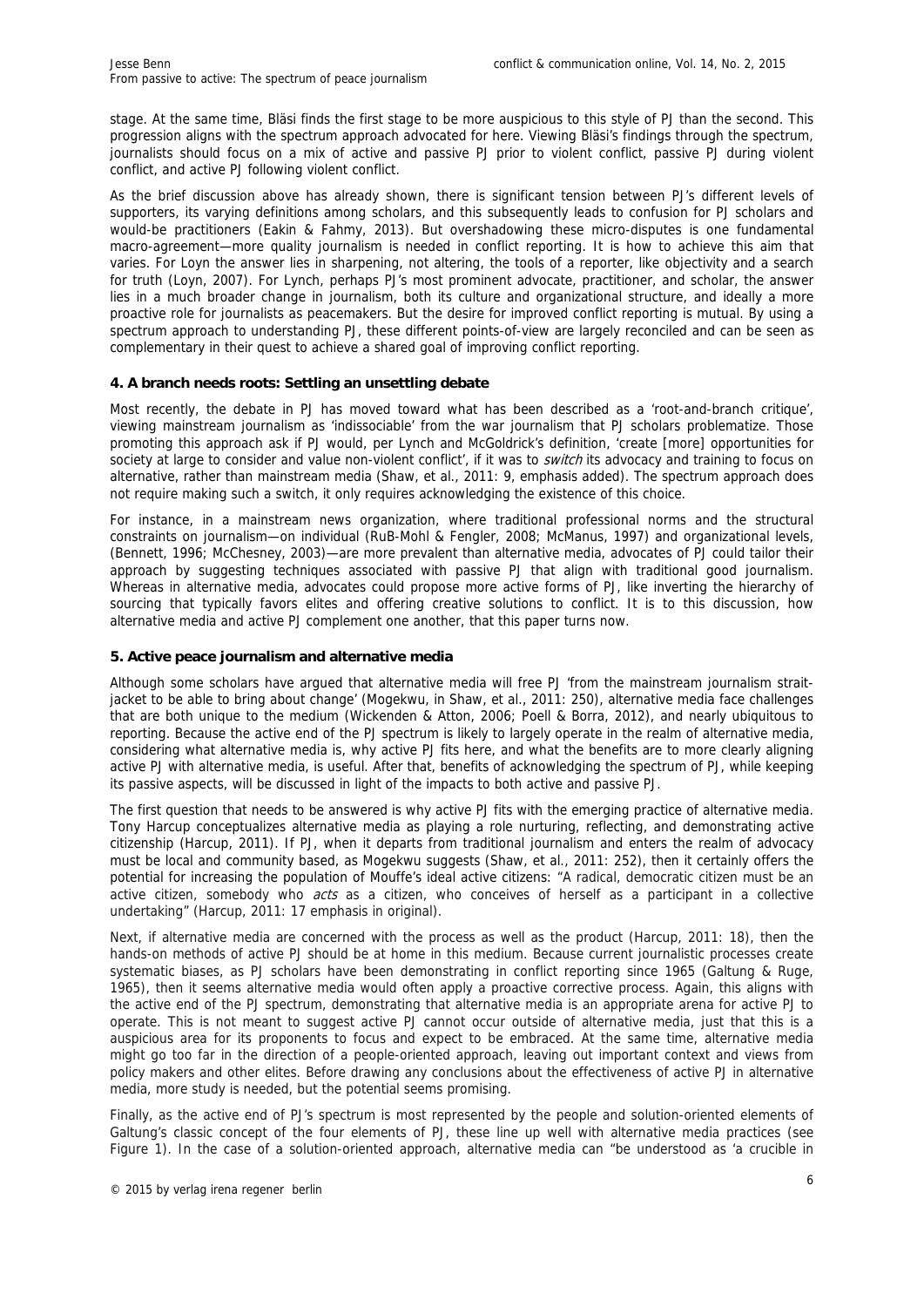stage. At the same time, Bläsi finds the first stage to be more auspicious to this style of PJ than the second. This progression aligns with the spectrum approach advocated for here. Viewing Bläsi's findings through the spectrum, journalists should focus on a mix of active and passive PJ prior to violent conflict, passive PJ during violent conflict, and active PJ following violent conflict.

As the brief discussion above has already shown, there is significant tension between PJ's different levels of supporters, its varying definitions among scholars, and this subsequently leads to confusion for PJ scholars and would-be practitioners (Eakin & Fahmy, 2013). But overshadowing these micro-disputes is one fundamental macro-agreement—more quality journalism is needed in conflict reporting. It is how to achieve this aim that varies. For Loyn the answer lies in sharpening, not altering, the tools of a reporter, like objectivity and a search for truth (Loyn, 2007). For Lynch, perhaps PJ's most prominent advocate, practitioner, and scholar, the answer lies in a much broader change in journalism, both its culture and organizational structure, and ideally a more proactive role for journalists as peacemakers. But the desire for improved conflict reporting is mutual. By using a spectrum approach to understanding PJ, these different points-of-view are largely reconciled and can be seen as complementary in their quest to achieve a shared goal of improving conflict reporting.

## 4. A branch needs roots: Settling an unsettling debate

Most recently, the debate in PJ has moved toward what has been described as a 'root-and-branch critique', viewing mainstream journalism as 'indissociable' from the war journalism that PJ scholars problematize. Those promoting this approach ask if PJ would, per Lynch and McGoldrick's definition, 'create [more] opportunities for society at large to consider and value non-violent conflict', if it was to *switch* its advocacy and training to focus on alternative, rather than mainstream media (Shaw, et al., 2011: 9, emphasis added). The spectrum approach does not require making such a switch, it only requires acknowledging the existence of this choice.

For instance, in a mainstream news organization, where traditional professional norms and the structural constraints on journalism—on individual (RuB-Mohl & Fengler, 2008; McManus, 1997) and organizational levels, (Bennett, 1996; McChesney, 2003)—are more prevalent than alternative media, advocates of PJ could tailor their approach by suggesting techniques associated with passive PJ that align with traditional good journalism. Whereas in alternative media, advocates could propose more active forms of PJ, like inverting the hierarchy of sourcing that typically favors elites and offering creative solutions to conflict. It is to this discussion, how alternative media and active PJ complement one another, that this paper turns now.

## 5. Active peace journalism and alternative media

Although some scholars have argued that alternative media will free PJ 'from the mainstream journalism strait-jacket to be able to bring about change' (Mogekwu, in Shaw, et al., 2011: 250), alternative media face challenges that are both unique to the medium (Wickenden & Atton, 2006; Poell & Borra, 2012), and nearly ubiquitous to reporting. Because the active end of the PJ spectrum is likely to largely operate in the realm of alternative media, considering what alternative media is, why active PJ fits here, and what the benefits are to more clearly aligning active PJ with alternative media, is useful. After that, benefits of acknowledging the spectrum of PJ, while keeping its passive aspects, will be discussed in light of the impacts to both active and passive PJ.

The first question that needs to be answered is why active PJ fits with the emerging practice of alternative media. Tony Harcup conceptualizes alternative media as playing a role nurturing, reflecting, and demonstrating active citizenship (Harcup, 2011). If PJ, when it departs from traditional journalism and enters the realm of advocacy must be local and community based, as Mogekwu suggests (Shaw, et al., 2011: 252), then it certainly offers the potential for increasing the population of Mouffe's ideal active citizens: "A radical, democratic citizen must be an active citizen, somebody who *acts* as a citizen, who conceives of herself as a participant in a collective undertaking" (Harcup, 2011: 17 emphasis in original).

Next, if alternative media are concerned with the process as well as the product (Harcup, 2011: 18), then the hands-on methods of active PJ should be at home in this medium. Because current journalistic processes create systematic biases, as PJ scholars have been demonstrating in conflict reporting since 1965 (Galtung & Ruge, 1965), then it seems alternative media would often apply a proactive corrective process. Again, this aligns with the active end of the PJ spectrum, demonstrating that alternative media is an appropriate arena for active PJ to operate. This is not meant to suggest active PJ cannot occur outside of alternative media, just that this is a auspicious area for its proponents to focus and expect to be embraced. At the same time, alternative media might go too far in the direction of a people-oriented approach, leaving out important context and views from policy makers and other elites. Before drawing any conclusions about the effectiveness of active PJ in alternative media, more study is needed, but the potential seems promising.

Finally, as the active end of PJ's spectrum is most represented by the people and solution-oriented elements of Galtung's classic concept of the four elements of PJ, these line up well with alternative media practices (see Figure 1). In the case of a solution-oriented approach, alternative media can "be understood as 'a crucible in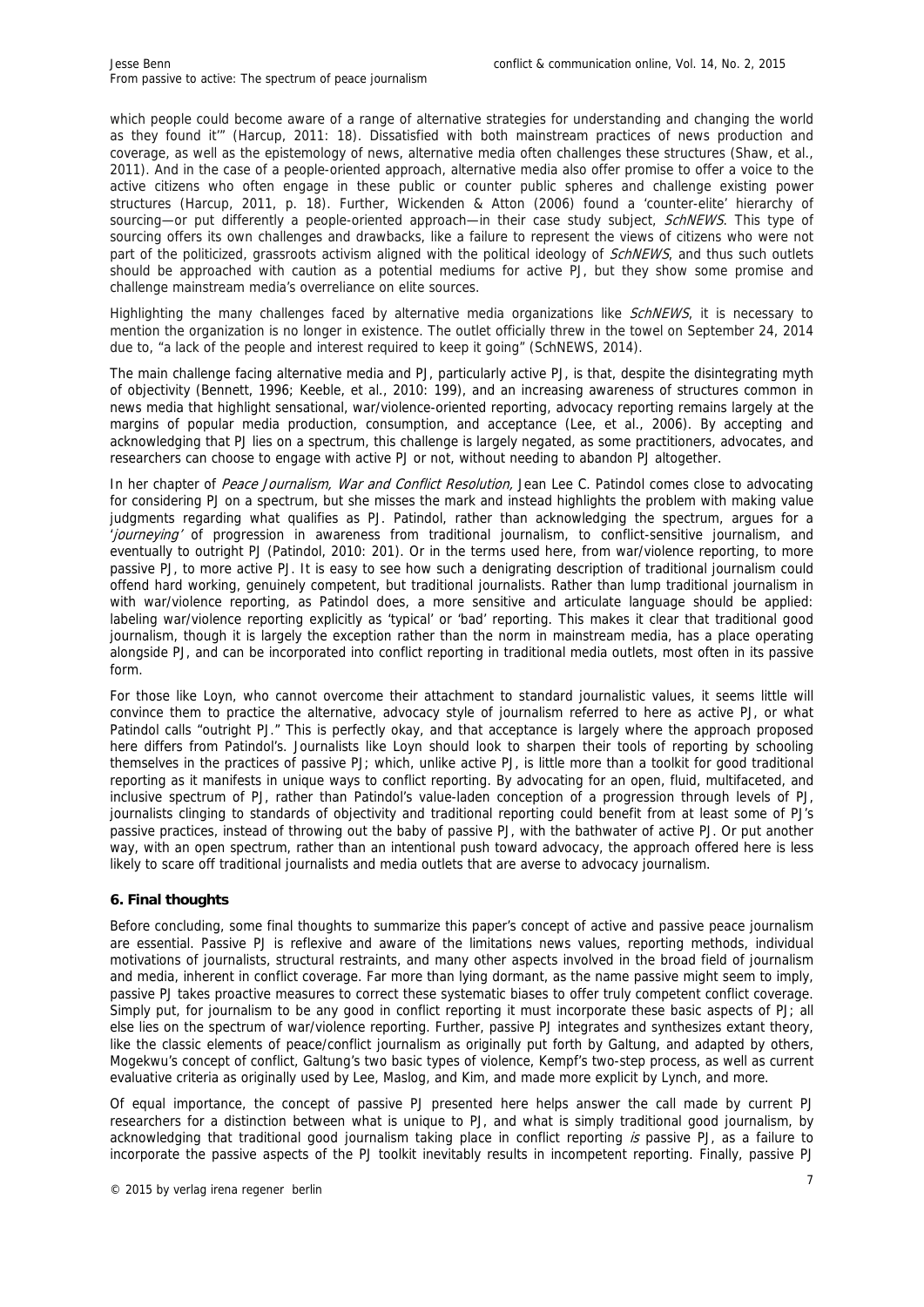which people could become aware of a range of alternative strategies for understanding and changing the world as they found it'" (Harcup, 2011: 18). Dissatisfied with both mainstream practices of news production and coverage, as well as the epistemology of news, alternative media often challenges these structures (Shaw, et al., 2011). And in the case of a people-oriented approach, alternative media also offer promise to offer a voice to the active citizens who often engage in these public or counter public spheres and challenge existing power structures (Harcup, 2011, p. 18). Further, Wickenden & Atton (2006) found a 'counter-elite' hierarchy of sourcing—or put differently a people-oriented approach—in their case study subject, *SchNEWS*. This type of sourcing offers its own challenges and drawbacks, like a failure to represent the views of citizens who were not part of the politicized, grassroots activism aligned with the political ideology of *SchNEWS*, and thus such outlets should be approached with caution as a potential mediums for active PJ, but they show some promise and challenge mainstream media's overreliance on elite sources.

Highlighting the many challenges faced by alternative media organizations like *SchNEWS*, it is necessary to mention the organization is no longer in existence. The outlet officially threw in the towel on September 24, 2014 due to, "a lack of the people and interest required to keep it going" (SchNEWS, 2014).

The main challenge facing alternative media and PJ, particularly active PJ, is that, despite the disintegrating myth of objectivity (Bennett, 1996; Keeble, et al., 2010: 199), and an increasing awareness of structures common in news media that highlight sensational, war/violence-oriented reporting, advocacy reporting remains largely at the margins of popular media production, consumption, and acceptance (Lee, et al., 2006). By accepting and acknowledging that PJ lies on a spectrum, this challenge is largely negated, as some practitioners, advocates, and researchers can choose to engage with active PJ or not, without needing to abandon PJ altogether.

In her chapter of *Peace Journalism, War and Conflict Resolution,* Jean Lee C. Patindol comes close to advocating for considering PJ on a spectrum, but she misses the mark and instead highlights the problem with making value judgments regarding what qualifies as PJ. Patindol, rather than acknowledging the spectrum, argues for a '*journeying*' of progression in awareness from traditional journalism, to conflict-sensitive journalism, and eventually to outright PJ (Patindol, 2010: 201). Or in the terms used here, from war/violence reporting, to more passive PJ, to more active PJ. It is easy to see how such a denigrating description of traditional journalism could offend hard working, genuinely competent, but traditional journalists. Rather than lump traditional journalism in with war/violence reporting, as Patindol does, a more sensitive and articulate language should be applied: labeling war/violence reporting explicitly as 'typical' or 'bad' reporting. This makes it clear that traditional good journalism, though it is largely the exception rather than the norm in mainstream media, has a place operating alongside PJ, and can be incorporated into conflict reporting in traditional media outlets, most often in its passive form.

For those like Loyn, who cannot overcome their attachment to standard journalistic values, it seems little will convince them to practice the alternative, advocacy style of journalism referred to here as active PJ, or what Patindol calls "outright PJ." This is perfectly okay, and that acceptance is largely where the approach proposed here differs from Patindol's. Journalists like Loyn should look to sharpen their tools of reporting by schooling themselves in the practices of passive PJ; which, unlike active PJ, is little more than a toolkit for good traditional reporting as it manifests in unique ways to conflict reporting. By advocating for an open, fluid, multifaceted, and inclusive spectrum of PJ, rather than Patindol's value-laden conception of a progression through levels of PJ, journalists clinging to standards of objectivity and traditional reporting could benefit from at least some of PJ's passive practices, instead of throwing out the baby of passive PJ, with the bathwater of active PJ. Or put another way, with an open spectrum, rather than an intentional push toward advocacy, the approach offered here is less likely to scare off traditional journalists and media outlets that are averse to advocacy journalism.

## 6. Final thoughts

Before concluding, some final thoughts to summarize this paper's concept of active and passive peace journalism are essential. Passive PJ is reflexive and aware of the limitations news values, reporting methods, individual motivations of journalists, structural restraints, and many other aspects involved in the broad field of journalism and media, inherent in conflict coverage. Far more than lying dormant, as the name passive might seem to imply, passive PJ takes proactive measures to correct these systematic biases to offer truly competent conflict coverage. Simply put, for journalism to be any good in conflict reporting it must incorporate these basic aspects of PJ; all else lies on the spectrum of war/violence reporting. Further, passive PJ integrates and synthesizes extant theory, like the classic elements of peace/conflict journalism as originally put forth by Galtung, and adapted by others, Mogekwu's concept of conflict, Galtung's two basic types of violence, Kempf's two-step process, as well as current evaluative criteria as originally used by Lee, Maslog, and Kim, and made more explicit by Lynch, and more.

Of equal importance, the concept of passive PJ presented here helps answer the call made by current PJ researchers for a distinction between what is unique to PJ, and what is simply traditional good journalism, by acknowledging that traditional good journalism taking place in conflict reporting *is* passive PJ, as a failure to incorporate the passive aspects of the PJ toolkit inevitably results in incompetent reporting. Finally, passive PJ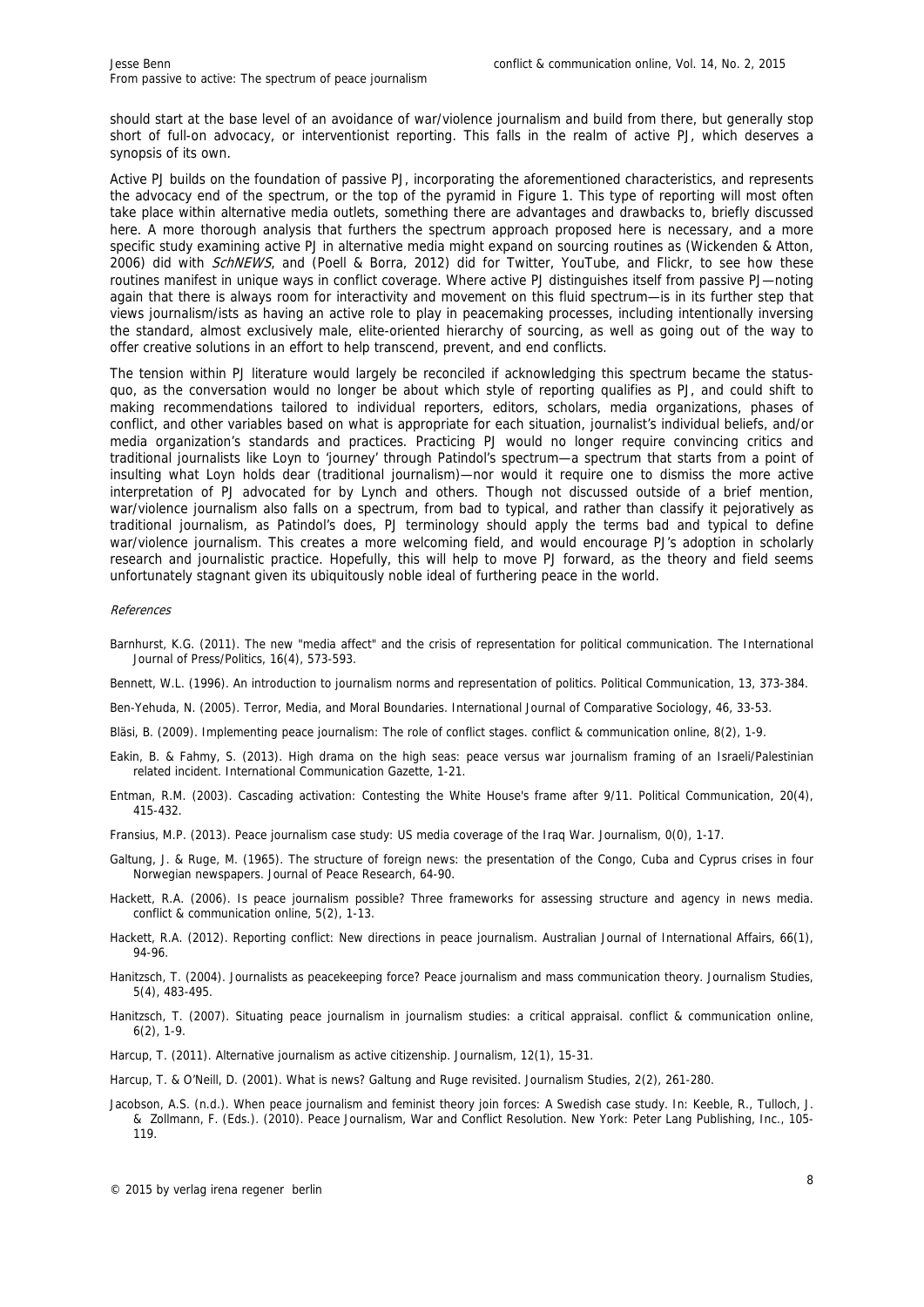should start at the base level of an avoidance of war/violence journalism and build from there, but generally stop short of full-on advocacy, or interventionist reporting. This falls in the realm of active PJ, which deserves a synopsis of its own.

Active PJ builds on the foundation of passive PJ, incorporating the aforementioned characteristics, and represents the advocacy end of the spectrum, or the top of the pyramid in Figure 1. This type of reporting will most often take place within alternative media outlets, something there are advantages and drawbacks to, briefly discussed here. A more thorough analysis that furthers the spectrum approach proposed here is necessary, and a more specific study examining active PJ in alternative media might expand on sourcing routines as (Wickenden & Atton, 2006) did with *SchNEWS*, and (Poell & Borra, 2012) did for Twitter, YouTube, and Flickr, to see how these routines manifest in unique ways in conflict coverage. Where active PJ distinguishes itself from passive PJ—noting again that there is always room for interactivity and movement on this fluid spectrum—is in its further step that views journalism/ists as having an active role to play in peacemaking processes, including intentionally inversing the standard, almost exclusively male, elite-oriented hierarchy of sourcing, as well as going out of the way to offer creative solutions in an effort to help transcend, prevent, and end conflicts.

The tension within PJ literature would largely be reconciled if acknowledging this spectrum became the status-quo, as the conversation would no longer be about which style of reporting qualifies as PJ, and could shift to making recommendations tailored to individual reporters, editors, scholars, media organizations, phases of conflict, and other variables based on what is appropriate for each situation, journalist's individual beliefs, and/or media organization's standards and practices. Practicing PJ would no longer require convincing critics and traditional journalists like Loyn to 'journey' through Patindol's spectrum—a spectrum that starts from a point of insulting what Loyn holds dear (traditional journalism)—nor would it require one to dismiss the more active interpretation of PJ advocated for by Lynch and others. Though not discussed outside of a brief mention, war/violence journalism also falls on a spectrum, from bad to typical, and rather than classify it pejoratively as traditional journalism, as Patindol's does, PJ terminology should apply the terms bad and typical to define war/violence journalism. This creates a more welcoming field, and would encourage PJ's adoption in scholarly research and journalistic practice. Hopefully, this will help to move PJ forward, as the theory and field seems unfortunately stagnant given its ubiquitously noble ideal of furthering peace in the world.

*References*

Barnhurst, K.G. (2011). The new "media affect" and the crisis of representation for political communication. The International Journal of Press/Politics, 16(4), 573-593.

Bennett, W.L. (1996). An introduction to journalism norms and representation of politics. Political Communication, 13, 373-384.

Ben-Yehuda, N. (2005). Terror, Media, and Moral Boundaries. International Journal of Comparative Sociology, 46, 33-53.

Bläsi, B. (2009). Implementing peace journalism: The role of conflict stages. conflict & communication online, 8(2), 1-9.

Eakin, B. & Fahmy, S. (2013). High drama on the high seas: peace versus war journalism framing of an Israeli/Palestinian related incident. International Communication Gazette, 1-21.

Entman, R.M. (2003). Cascading activation: Contesting the White House's frame after 9/11. Political Communication, 20(4), 415-432.

Fransius, M.P. (2013). Peace journalism case study: US media coverage of the Iraq War. Journalism, 0(0), 1-17.

Galtung, J. & Ruge, M. (1965). The structure of foreign news: the presentation of the Congo, Cuba and Cyprus crises in four Norwegian newspapers. Journal of Peace Research, 64-90.

Hackett, R.A. (2006). Is peace journalism possible? Three frameworks for assessing structure and agency in news media. conflict & communication online, 5(2), 1-13.

Hackett, R.A. (2012). Reporting conflict: New directions in peace journalism. Australian Journal of International Affairs, 66(1), 94-96.

Hanitzsch, T. (2004). Journalists as peacekeeping force? Peace journalism and mass communication theory. Journalism Studies, 5(4), 483-495.

Hanitzsch, T. (2007). Situating peace journalism in journalism studies: a critical appraisal. conflict & communication online, 6(2), 1-9.

Harcup, T. (2011). Alternative journalism as active citizenship. Journalism, 12(1), 15-31.

Harcup, T. & O'Neill, D. (2001). What is news? Galtung and Ruge revisited. Journalism Studies, 2(2), 261-280.

Jacobson, A.S. (n.d.). When peace journalism and feminist theory join forces: A Swedish case study. In: Keeble, R., Tulloch, J. & Zollmann, F. (Eds.). (2010). Peace Journalism, War and Conflict Resolution. New York: Peter Lang Publishing, Inc., 105-119.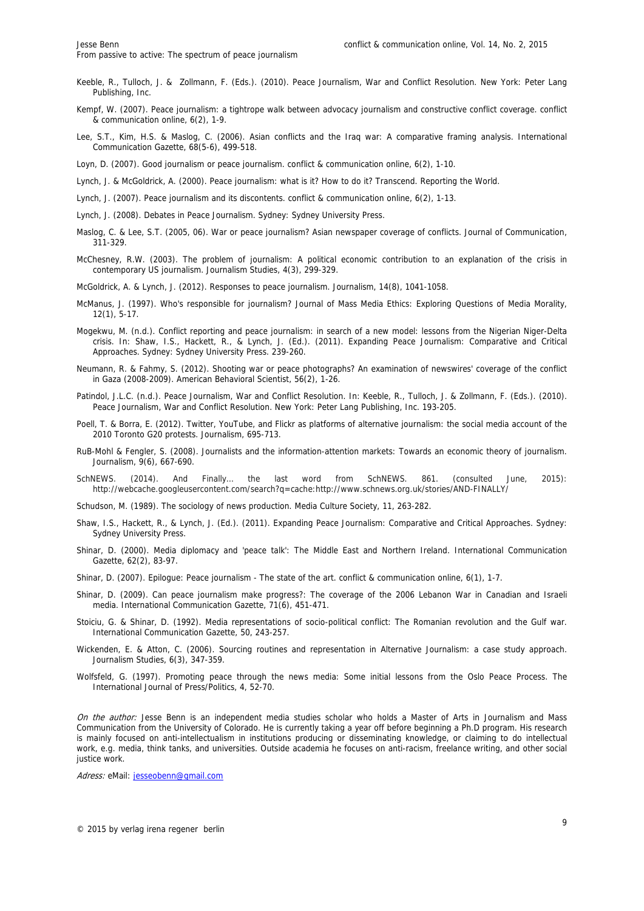Keeble, R., Tulloch, J. & Zollmann, F. (Eds.). (2010). Peace Journalism, War and Conflict Resolution. New York: Peter Lang Publishing, Inc.

Kempf, W. (2007). Peace journalism: a tightrope walk between advocacy journalism and constructive conflict coverage. conflict & communication online, 6(2), 1-9.

Lee, S.T., Kim, H.S. & Maslog, C. (2006). Asian conflicts and the Iraq war: A comparative framing analysis. International Communication Gazette, 68(5-6), 499-518.

Loyn, D. (2007). Good journalism or peace journalism. conflict & communication online, 6(2), 1-10.

Lynch, J. & McGoldrick, A. (2000). Peace journalism: what is it? How to do it? Transcend. Reporting the World.

Lynch, J. (2007). Peace journalism and its discontents. conflict & communication online, 6(2), 1-13.

Lynch, J. (2008). Debates in Peace Journalism. Sydney: Sydney University Press.

Maslog, C. & Lee, S.T. (2005, 06). War or peace journalism? Asian newspaper coverage of conflicts. Journal of Communication, 311-329.

McChesney, R.W. (2003). The problem of journalism: A political economic contribution to an explanation of the crisis in contemporary US journalism. Journalism Studies, 4(3), 299-329.

McGoldrick, A. & Lynch, J. (2012). Responses to peace journalism. Journalism, 14(8), 1041-1058.

McManus, J. (1997). Who's responsible for journalism? Journal of Mass Media Ethics: Exploring Questions of Media Morality, 12(1), 5-17.

Mogekwu, M. (n.d.). Conflict reporting and peace journalism: in search of a new model: lessons from the Nigerian Niger-Delta crisis. In: Shaw, I.S., Hackett, R., & Lynch, J. (Ed.). (2011). Expanding Peace Journalism: Comparative and Critical Approaches. Sydney: Sydney University Press. 239-260.

Neumann, R. & Fahmy, S. (2012). Shooting war or peace photographs? An examination of newswires' coverage of the conflict in Gaza (2008-2009). American Behavioral Scientist, 56(2), 1-26.

Patindol, J.L.C. (n.d.). Peace Journalism, War and Conflict Resolution. In: Keeble, R., Tulloch, J. & Zollmann, F. (Eds.). (2010). Peace Journalism, War and Conflict Resolution. New York: Peter Lang Publishing, Inc. 193-205.

Poell, T. & Borra, E. (2012). Twitter, YouTube, and Flickr as platforms of alternative journalism: the social media account of the 2010 Toronto G20 protests. Journalism, 695-713.

RuB-Mohl & Fengler, S. (2008). Journalists and the information-attention markets: Towards an economic theory of journalism. Journalism, 9(6), 667-690.

SchNEWS. (2014). And Finally... the last word from SchNEWS. 861. (consulted June, 2015): http://webcache.googleusercontent.com/search?q=cache:http://www.schnews.org.uk/stories/AND-FINALLY/

Schudson, M. (1989). The sociology of news production. Media Culture Society, 11, 263-282.

Shaw, I.S., Hackett, R., & Lynch, J. (Ed.). (2011). Expanding Peace Journalism: Comparative and Critical Approaches. Sydney: Sydney University Press.

Shinar, D. (2000). Media diplomacy and 'peace talk': The Middle East and Northern Ireland. International Communication Gazette, 62(2), 83-97.

Shinar, D. (2007). Epilogue: Peace journalism - The state of the art. conflict & communication online, 6(1), 1-7.

Shinar, D. (2009). Can peace journalism make progress?: The coverage of the 2006 Lebanon War in Canadian and Israeli media. International Communication Gazette, 71(6), 451-471.

Stoiciu, G. & Shinar, D. (1992). Media representations of socio-political conflict: The Romanian revolution and the Gulf war. International Communication Gazette, 50, 243-257.

Wickenden, E. & Atton, C. (2006). Sourcing routines and representation in Alternative Journalism: a case study approach. Journalism Studies, 6(3), 347-359.

Wolfsfeld, G. (1997). Promoting peace through the news media: Some initial lessons from the Oslo Peace Process. The International Journal of Press/Politics, 4, 52-70.

*On the author:* Jesse Benn is an independent media studies scholar who holds a Master of Arts in Journalism and Mass Communication from the University of Colorado. He is currently taking a year off before beginning a Ph.D program. His research is mainly focused on anti-intellectualism in institutions producing or disseminating knowledge, or claiming to do intellectual work, e.g. media, think tanks, and universities. Outside academia he focuses on anti-racism, freelance writing, and other social justice work.

*Adress:* eMail: jesseobenn@gmail.com